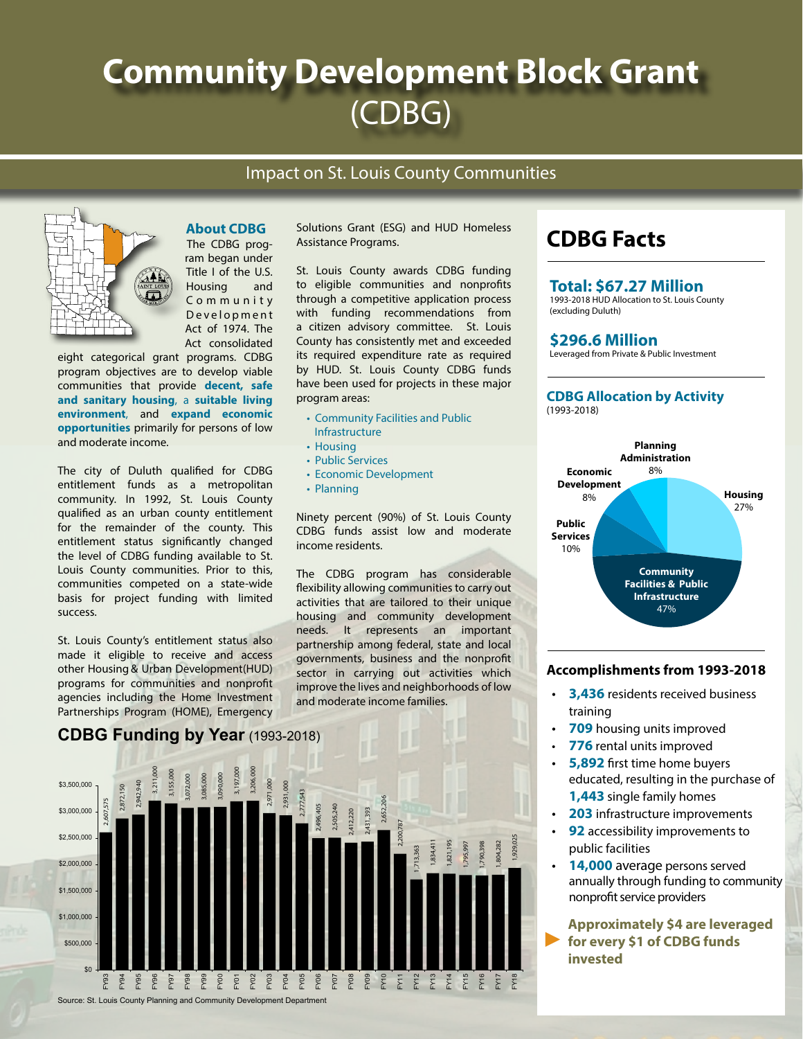# Community Development Block Grant (CDBG)

## Impact on St. Louis County Communities

### About CDBG

The CDBG program began under Title I of the U.S. Housing and Community Development Act of 1974. The Act consolidated eight categorical grant programs. CDBG program objectives are to develop viable communities that provide **decent, safe and sanitary housing**, a **suitable living environment**, and **expand economic opportunities** primarily for persons of low and moderate income.

The city of Duluth qualified for CDBG entitlement funds as a metropolitan community. In 1992, St. Louis County qualified as an urban county entitlement for the remainder of the county. This entitlement status significantly changed the level of CDBG funding available to St. Louis County communities. Prior to this, communities competed on a state-wide basis for project funding with limited success.

St. Louis County's entitlement status also made it eligible to receive and access other Housing & Urban Development(HUD) programs for communities and nonprofit agencies including the Home Investment Partnerships Program (HOME), Emergency Solutions Grant (ESG) and HUD Homeless Assistance Programs.

St. Louis County awards CDBG funding to eligible communities and nonprofits through a competitive application process with funding recommendations from a citizen advisory committee. St. Louis County has consistently met and exceeded its required expenditure rate as required by HUD. St. Louis County CDBG funds have been used for projects in these major program areas:

- Community Facilities and Public Infrastructure
- Housing
- Public Services
- Economic Development
- Planning

Ninety percent (90%) of St. Louis County CDBG funds assist low and moderate income residents.

The CDBG program has considerable flexibility allowing communities to carry out activities that are tailored to their unique housing and community development needs. It represents an important partnership among federal, state and local governments, business and the nonprofit sector in carrying out activities which improve the lives and neighborhoods of low and moderate income families.

### CDBG Funding by Year (1993-2018)

| Fiscal Year | Funding ($) |
|---|---|
| FY93 | 2,607,575 |
| FY94 | 2,872,150 |
| FY95 | 2,942,940 |
| FY96 | 3,211,000 |
| FY97 | 3,155,000 |
| FY98 | 3,072,000 |
| FY99 | 3,085,000 |
| FY00 | 3,090,000 |
| FY01 | 3,197,000 |
| FY02 | 3,206,000 |
| FY03 | 2,971,000 |
| FY04 | 2,931,000 |
| FY05 | 2,777,543 |
| FY06 | 2,496,405 |
| FY07 | 2,505,240 |
| FY08 | 2,412,220 |
| FY09 | 2,431,393 |
| FY10 | 2,652,206 |
| FY11 | 2,200,787 |
| FY12 | 1,713,563 |
| FY13 | 1,834,411 |
| FY14 | 1,821,195 |
| FY15 | 1,795,997 |
| FY16 | 1,790,398 |
| FY17 | 1,804,282 |
| FY18 | 1,929,025 |

Source: St. Louis County Planning and Community Development Department

## CDBG Facts

**Total: $67.27 Million**
1993-2018 HUD Allocation to St. Louis County (excluding Duluth)

**$296.6 Million**
Leveraged from Private & Public Investment

### CDBG Allocation by Activity
(1993-2018)

| Activity | Share |
|---|---|
| Community Facilities & Public Infrastructure | 47% |
| Housing | 27% |
| Public Services | 10% |
| Economic Development | 8% |
| Planning Administration | 8% |

### Accomplishments from 1993-2018

- **3,436** residents received business training
- **709** housing units improved
- **776** rental units improved
- **5,892** first time home buyers educated, resulting in the purchase of **1,443** single family homes
- **203** infrastructure improvements
- **92** accessibility improvements to public facilities
- **14,000** average persons served annually through funding to community nonprofit service providers

**Approximately $4 are leveraged for every $1 of CDBG funds invested**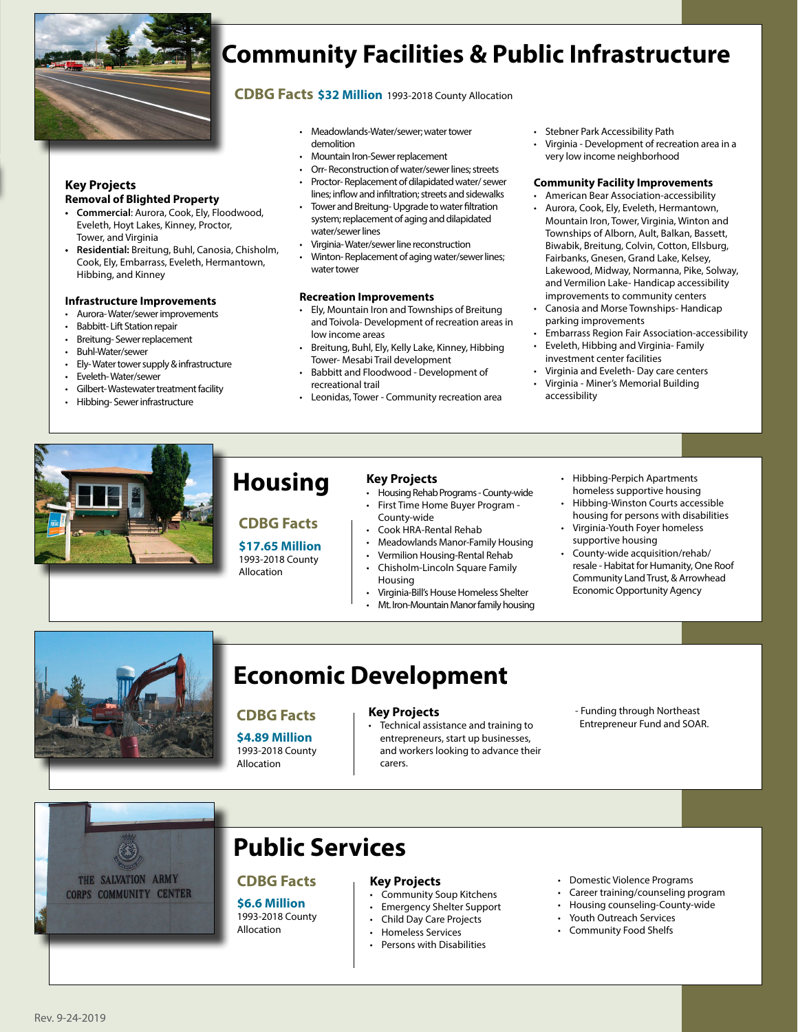# Community Facilities & Public Infrastructure

**CDBG Facts** **$32 Million** 1993-2018 County Allocation

### Key Projects

**Removal of Blighted Property**

- **Commercial**: Aurora, Cook, Ely, Floodwood, Eveleth, Hoyt Lakes, Kinney, Proctor, Tower, and Virginia
- **Residential:** Breitung, Buhl, Canosia, Chisholm, Cook, Ely, Embarrass, Eveleth, Hermantown, Hibbing, and Kinney

**Infrastructure Improvements**

- Aurora- Water/sewer improvements
- Babbitt- Lift Station repair
- Breitung- Sewer replacement
- Buhl-Water/sewer
- Ely- Water tower supply & infrastructure
- Eveleth- Water/sewer
- Gilbert- Wastewater treatment facility
- Hibbing- Sewer infrastructure
- Meadowlands-Water/sewer; water tower demolition
- Mountain Iron-Sewer replacement
- Orr- Reconstruction of water/sewer lines; streets
- Proctor- Replacement of dilapidated water/ sewer lines; inflow and infiltration; streets and sidewalks
- Tower and Breitung- Upgrade to water filtration system; replacement of aging and dilapidated water/sewer lines
- Virginia- Water/sewer line reconstruction
- Winton- Replacement of aging water/sewer lines; water tower

**Recreation Improvements**

- Ely, Mountain Iron and Townships of Breitung and Toivola- Development of recreation areas in low income areas
- Breitung, Buhl, Ely, Kelly Lake, Kinney, Hibbing Tower- Mesabi Trail development
- Babbitt and Floodwood - Development of recreational trail
- Leonidas, Tower - Community recreation area
- Stebner Park Accessibility Path
- Virginia - Development of recreation area in a very low income neighborhood

**Community Facility Improvements**

- American Bear Association-accessibility
- Aurora, Cook, Ely, Eveleth, Hermantown, Mountain Iron, Tower, Virginia, Winton and Townships of Alborn, Ault, Balkan, Bassett, Biwabik, Breitung, Colvin, Cotton, Ellsburg, Fairbanks, Gnesen, Grand Lake, Kelsey, Lakewood, Midway, Normanna, Pike, Solway, and Vermilion Lake- Handicap accessibility improvements to community centers
- Canosia and Morse Townships- Handicap parking improvements
- Embarrass Region Fair Association-accessibility
- Eveleth, Hibbing and Virginia- Family investment center facilities
- Virginia and Eveleth- Day care centers
- Virginia - Miner's Memorial Building accessibility

# Housing

**CDBG Facts**

**$17.65 Million**
1993-2018 County Allocation

### Key Projects

- Housing Rehab Programs - County-wide
- First Time Home Buyer Program - County-wide
- Cook HRA-Rental Rehab
- Meadowlands Manor-Family Housing
- Vermilion Housing-Rental Rehab
- Chisholm-Lincoln Square Family Housing
- Virginia-Bill's House Homeless Shelter
- Mt. Iron-Mountain Manor family housing
- Hibbing-Perpich Apartments homeless supportive housing
- Hibbing-Winston Courts accessible housing for persons with disabilities
- Virginia-Youth Foyer homeless supportive housing
- County-wide acquisition/rehab/ resale - Habitat for Humanity, One Roof Community Land Trust, & Arrowhead Economic Opportunity Agency

# Economic Development

**CDBG Facts**

**$4.89 Million**
1993-2018 County Allocation

### Key Projects

- Technical assistance and training to entrepreneurs, start up businesses, and workers looking to advance their carers.

- Funding through Northeast Entrepreneur Fund and SOAR.

# Public Services

**CDBG Facts**

**$6.6 Million**
1993-2018 County Allocation

### Key Projects

- Community Soup Kitchens
- Emergency Shelter Support
- Child Day Care Projects
- Homeless Services
- Persons with Disabilities
- Domestic Violence Programs
- Career training/counseling program
- Housing counseling-County-wide
- Youth Outreach Services
- Community Food Shelfs

Rev. 9-24-2019